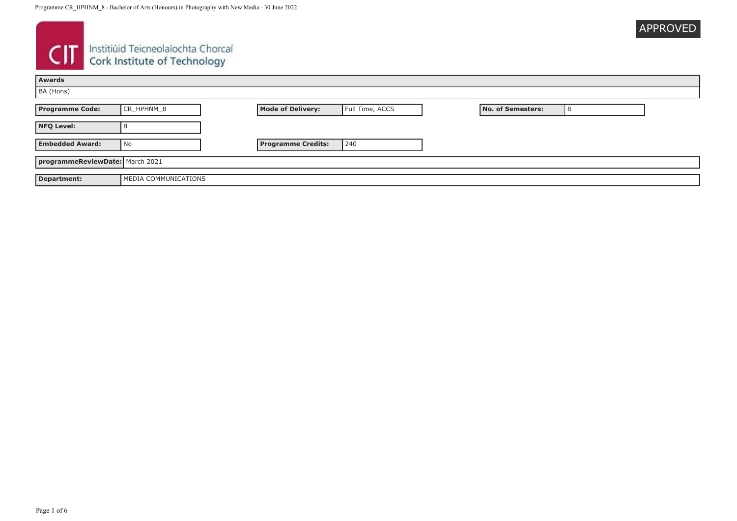Institiúid Teicneolaíochta Chorcaí
Cork Institute of Technology

APPROVED

| Awards |
| --- |
| BA (Hons) |

| | | | | | |
| --- | --- | --- | --- | --- | --- |
| **Programme Code:** | CR_HPHNM_8 | **Mode of Delivery:** | Full Time, ACCS | **No. of Semesters:** | 8 |
| **NFQ Level:** | 8 | | | | |
| **Embedded Award:** | No | **Programme Credits:** | 240 | | |

| | |
| --- | --- |
| **programmeReviewDate:** | March 2021 |
| **Department:** | MEDIA COMMUNICATIONS |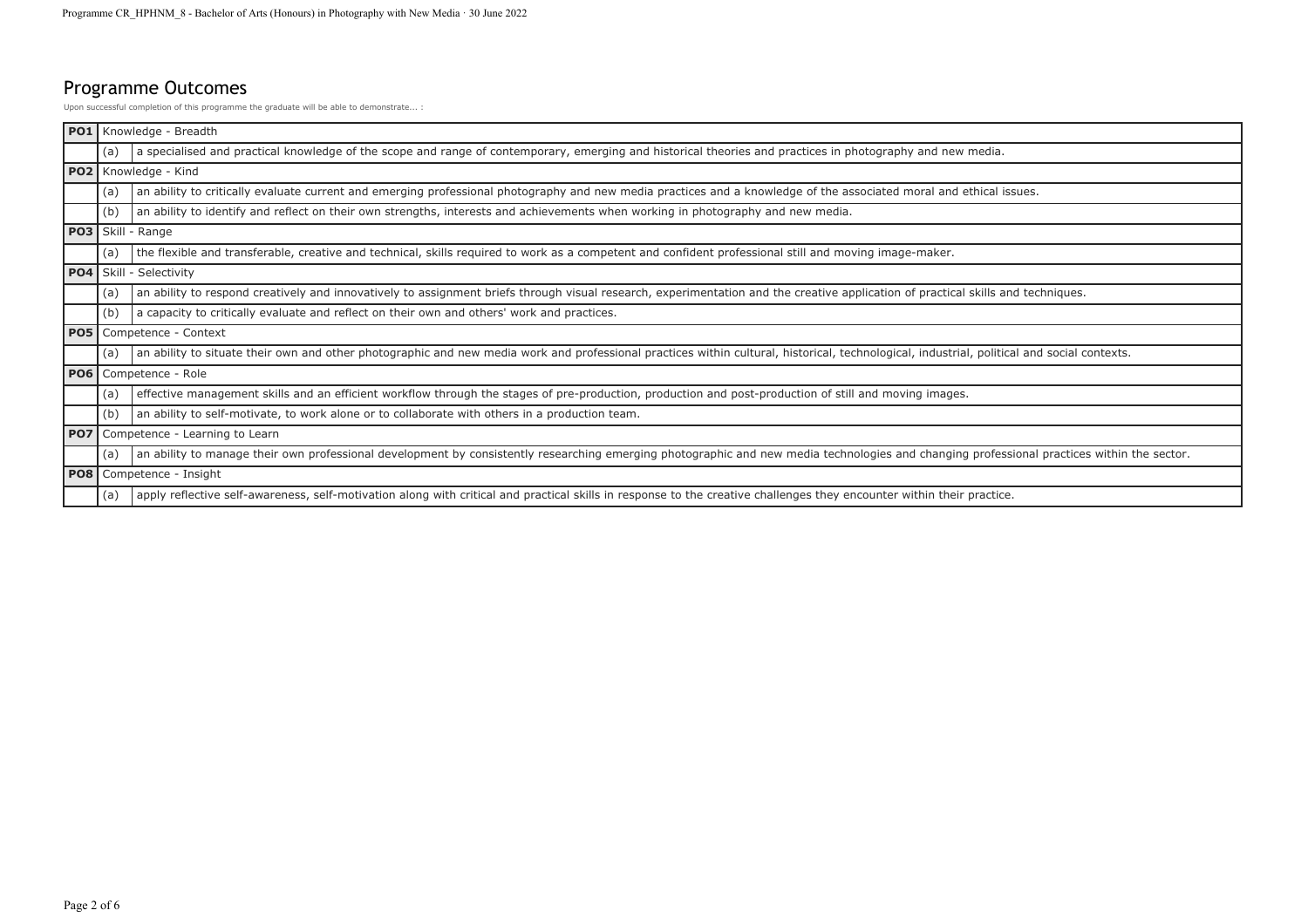## Programme Outcomes

Upon successful completion of this programme the graduate will be able to demonstrate... :

| | | |
|---|---|---|
| **PO1** | Knowledge - Breadth | |
| | (a) | a specialised and practical knowledge of the scope and range of contemporary, emerging and historical theories and practices in photography and new media. |
| **PO2** | Knowledge - Kind | |
| | (a) | an ability to critically evaluate current and emerging professional photography and new media practices and a knowledge of the associated moral and ethical issues. |
| | (b) | an ability to identify and reflect on their own strengths, interests and achievements when working in photography and new media. |
| **PO3** | Skill - Range | |
| | (a) | the flexible and transferable, creative and technical, skills required to work as a competent and confident professional still and moving image-maker. |
| **PO4** | Skill - Selectivity | |
| | (a) | an ability to respond creatively and innovatively to assignment briefs through visual research, experimentation and the creative application of practical skills and techniques. |
| | (b) | a capacity to critically evaluate and reflect on their own and others' work and practices. |
| **PO5** | Competence - Context | |
| | (a) | an ability to situate their own and other photographic and new media work and professional practices within cultural, historical, technological, industrial, political and social contexts. |
| **PO6** | Competence - Role | |
| | (a) | effective management skills and an efficient workflow through the stages of pre-production, production and post-production of still and moving images. |
| | (b) | an ability to self-motivate, to work alone or to collaborate with others in a production team. |
| **PO7** | Competence - Learning to Learn | |
| | (a) | an ability to manage their own professional development by consistently researching emerging photographic and new media technologies and changing professional practices within the sector. |
| **PO8** | Competence - Insight | |
| | (a) | apply reflective self-awareness, self-motivation along with critical and practical skills in response to the creative challenges they encounter within their practice. |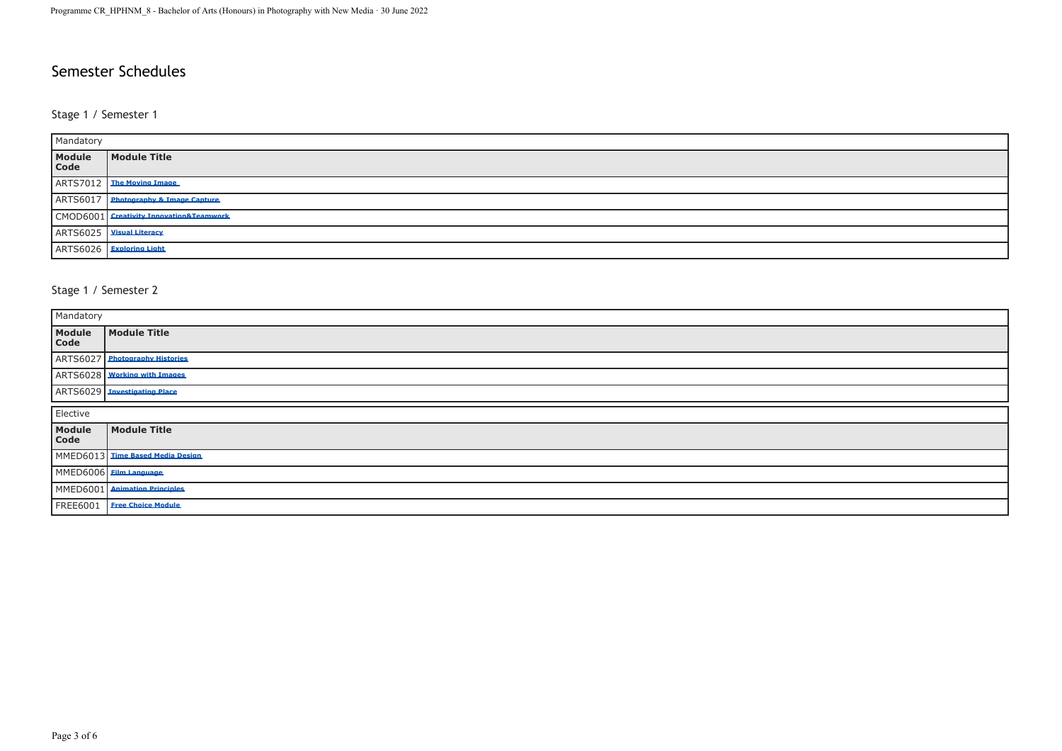# Semester Schedules

## Stage 1 / Semester 1

Mandatory

| Module Code | Module Title |
|---|---|
| ARTS7012 | The Moving Image |
| ARTS6017 | Photography & Image Capture |
| CMOD6001 | Creativity Innovation&Teamwork |
| ARTS6025 | Visual Literacy |
| ARTS6026 | Exploring Light |

## Stage 1 / Semester 2

Mandatory

| Module Code | Module Title |
|---|---|
| ARTS6027 | Photography Histories |
| ARTS6028 | Working with Images |
| ARTS6029 | Investigating Place |

Elective

| Module Code | Module Title |
|---|---|
| MMED6013 | Time Based Media Design |
| MMED6006 | Film Language |
| MMED6001 | Animation Principles |
| FREE6001 | Free Choice Module |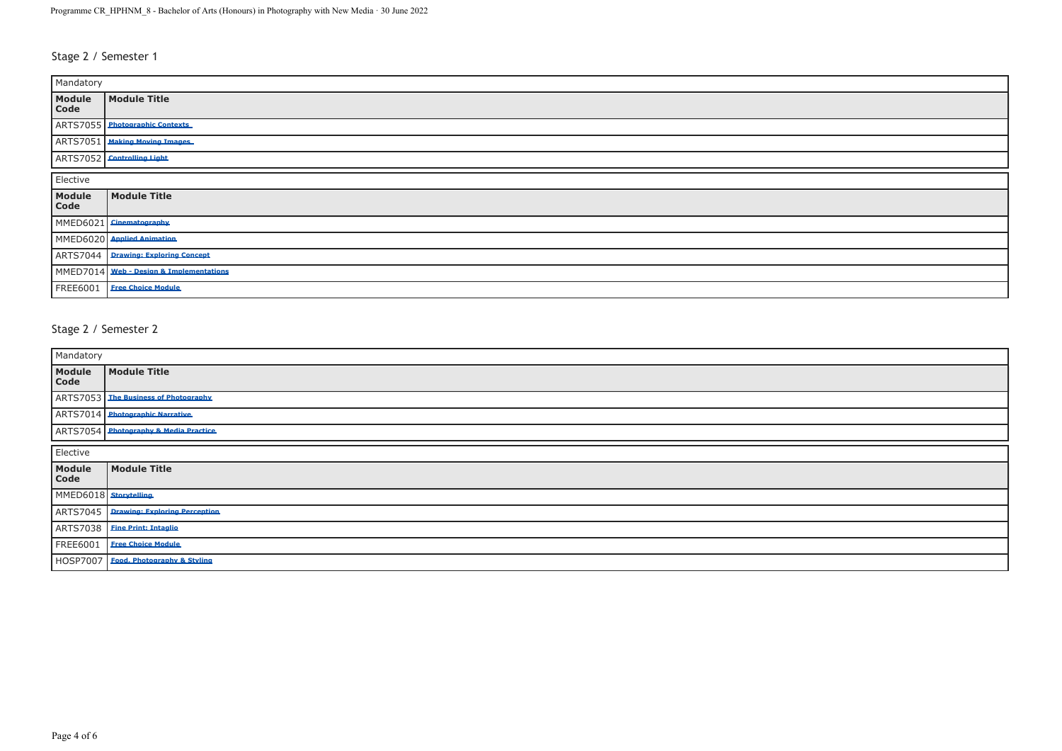## Stage 2 / Semester 1

**Mandatory**

| Module Code | Module Title |
|---|---|
| ARTS7055 | Photographic Contexts |
| ARTS7051 | Making Moving Images |
| ARTS7052 | Controlling Light |

**Elective**

| Module Code | Module Title |
|---|---|
| MMED6021 | Cinematography |
| MMED6020 | Applied Animation |
| ARTS7044 | Drawing: Exploring Concept |
| MMED7014 | Web - Design & Implementations |
| FREE6001 | Free Choice Module |

## Stage 2 / Semester 2

**Mandatory**

| Module Code | Module Title |
|---|---|
| ARTS7053 | The Business of Photography |
| ARTS7014 | Photographic Narrative |
| ARTS7054 | Photography & Media Practice |

**Elective**

| Module Code | Module Title |
|---|---|
| MMED6018 | Storytelling |
| ARTS7045 | Drawing: Exploring Perception |
| ARTS7038 | Fine Print: Intaglio |
| FREE6001 | Free Choice Module |
| HOSP7007 | Food, Photography & Styling |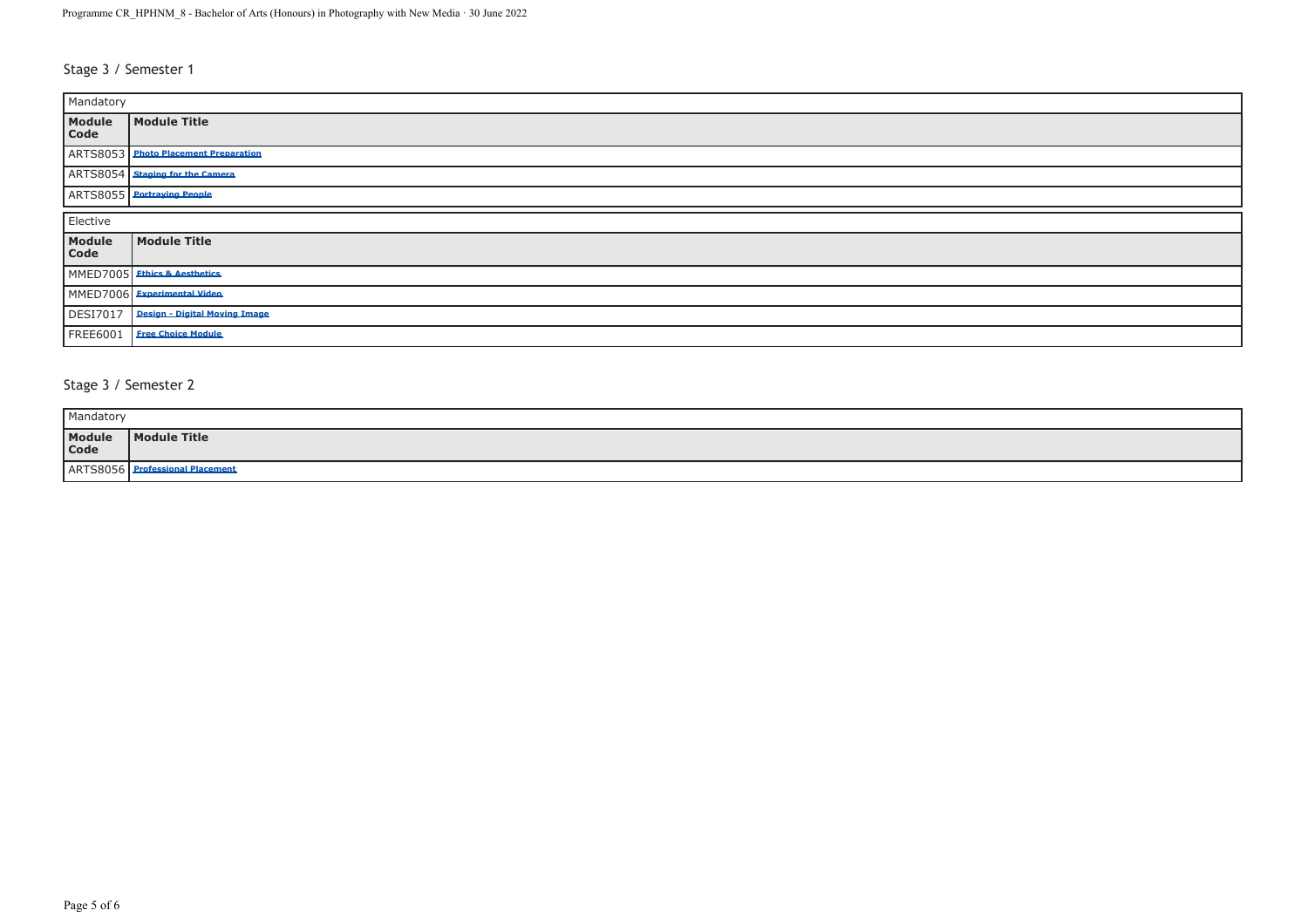## Stage 3 / Semester 1

| Mandatory | |
|---|---|
| **Module Code** | **Module Title** |
| ARTS8053 | Photo Placement Preparation |
| ARTS8054 | Staging for the Camera |
| ARTS8055 | Portraying People |

| Elective | |
|---|---|
| **Module Code** | **Module Title** |
| MMED7005 | Ethics & Aesthetics |
| MMED7006 | Experimental Video |
| DESI7017 | Design - Digital Moving Image |
| FREE6001 | Free Choice Module |

## Stage 3 / Semester 2

| Mandatory | |
|---|---|
| **Module Code** | **Module Title** |
| ARTS8056 | Professional Placement |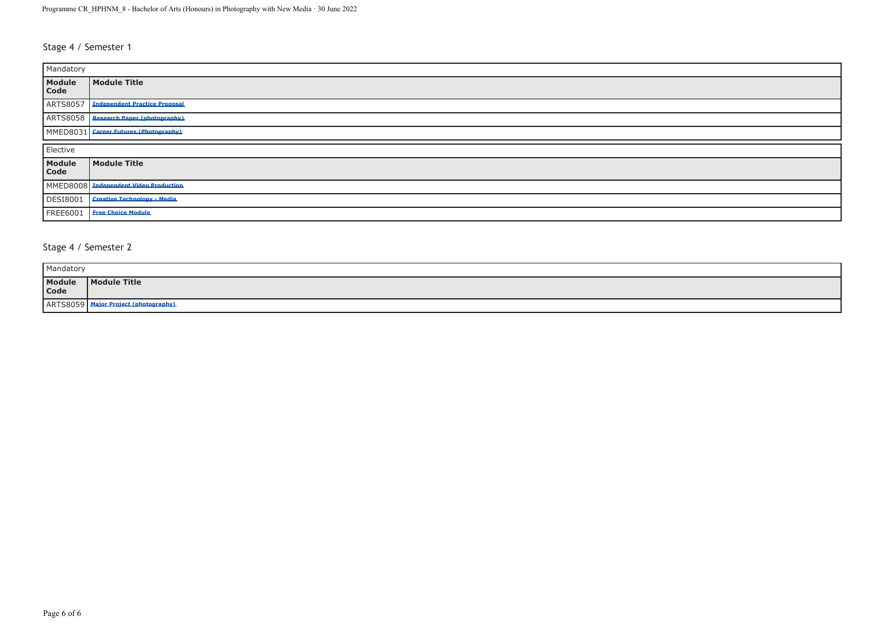## Stage 4 / Semester 1

| Mandatory | |
|---|---|
| **Module Code** | **Module Title** |
| ARTS8057 | Independent Practice Proposal |
| ARTS8058 | Research Paper (photography) |
| MMED8031 | Career Futures (Photography) |

| Elective | |
|---|---|
| **Module Code** | **Module Title** |
| MMED8008 | Independent Video Production |
| DESI8001 | Creative Technology - Media |
| FREE6001 | Free Choice Module |

## Stage 4 / Semester 2

| Mandatory | |
|---|---|
| **Module Code** | **Module Title** |
| ARTS8059 | Major Project (photography) |